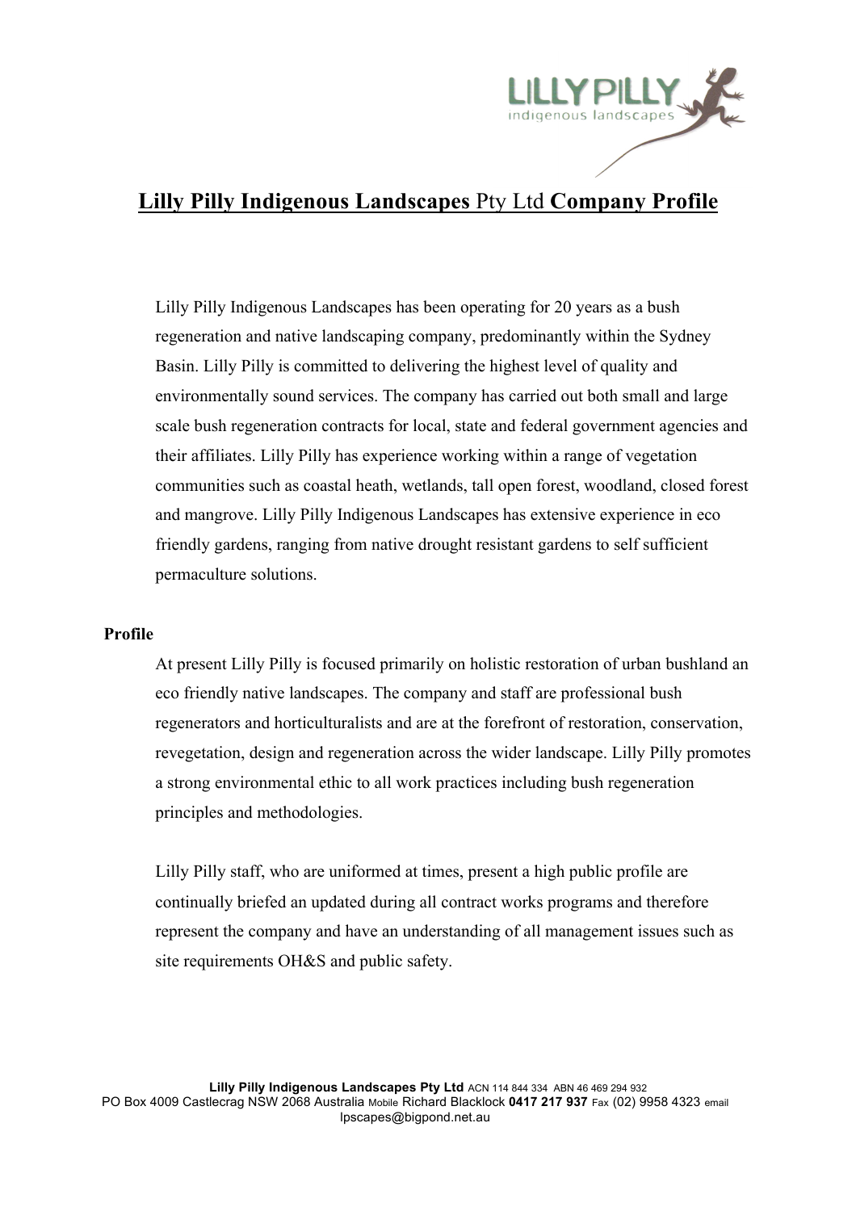# **Lilly Pilly Indigenous Landscapes** Pty Ltd **Company Profile**

Lilly Pilly Indigenous Landscapes has been operating for 20 years as a bush regeneration and native landscaping company, predominantly within the Sydney Basin. Lilly Pilly is committed to delivering the highest level of quality and environmentally sound services. The company has carried out both small and large scale bush regeneration contracts for local, state and federal government agencies and their affiliates. Lilly Pilly has experience working within a range of vegetation communities such as coastal heath, wetlands, tall open forest, woodland, closed forest and mangrove. Lilly Pilly Indigenous Landscapes has extensive experience in eco friendly gardens, ranging from native drought resistant gardens to self sufficient permaculture solutions.

## Profile

At present Lilly Pilly is focused primarily on holistic restoration of urban bushland an eco friendly native landscapes. The company and staff are professional bush regenerators and horticulturalists and are at the forefront of restoration, conservation, revegetation, design and regeneration across the wider landscape. Lilly Pilly promotes a strong environmental ethic to all work practices including bush regeneration principles and methodologies.

Lilly Pilly staff, who are uniformed at times, present a high public profile are continually briefed an updated during all contract works programs and therefore represent the company and have an understanding of all management issues such as site requirements OH&S and public safety.

**Lilly Pilly Indigenous Landscapes Pty Ltd** ACN 114 844 334 ABN 46 469 294 932
PO Box 4009 Castlecrag NSW 2068 Australia Mobile Richard Blacklock **0417 217 937** Fax (02) 9958 4323 email lpscapes@bigpond.net.au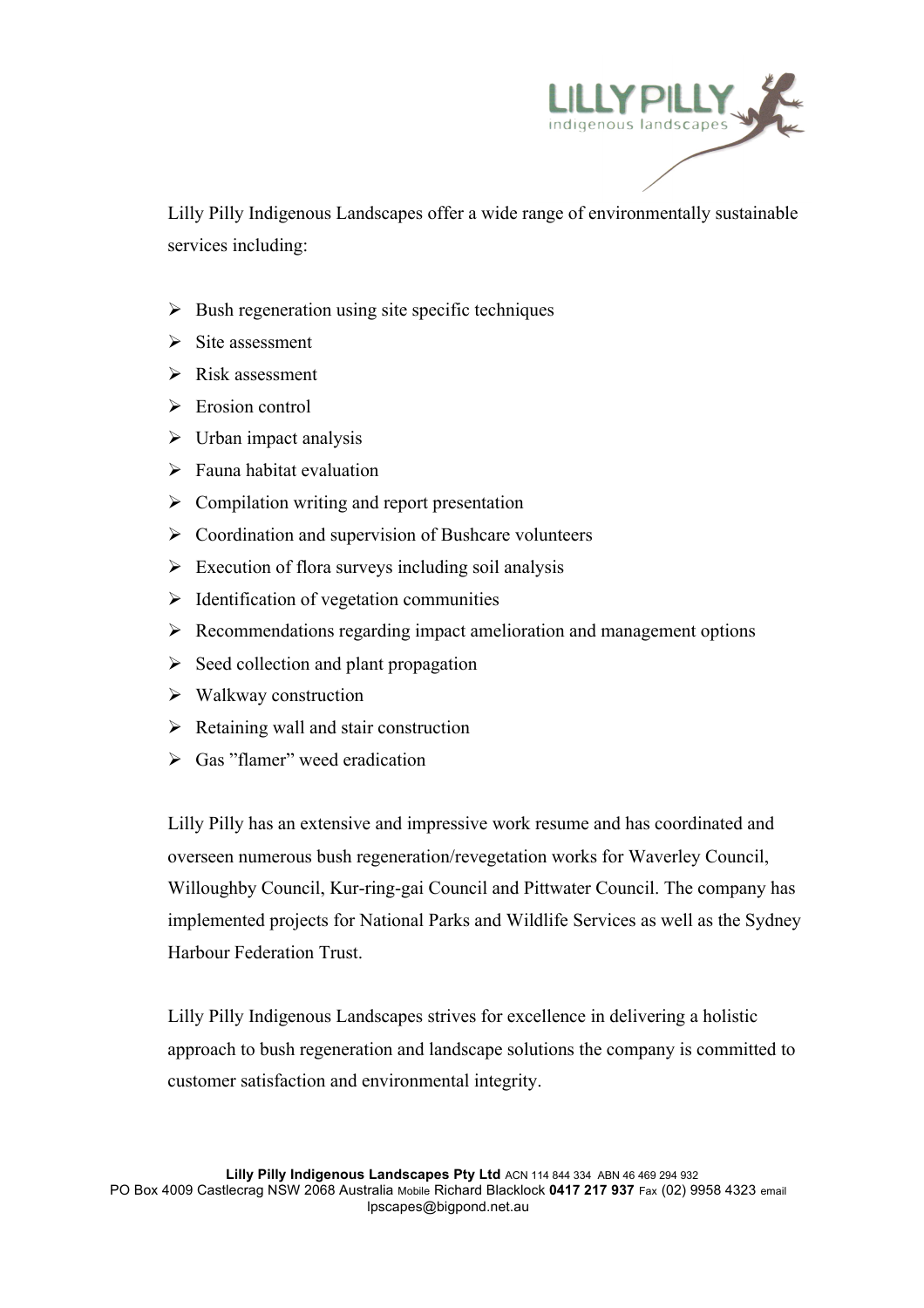Lilly Pilly Indigenous Landscapes offer a wide range of environmentally sustainable services including:

- Bush regeneration using site specific techniques
- Site assessment
- Risk assessment
- Erosion control
- Urban impact analysis
- Fauna habitat evaluation
- Compilation writing and report presentation
- Coordination and supervision of Bushcare volunteers
- Execution of flora surveys including soil analysis
- Identification of vegetation communities
- Recommendations regarding impact amelioration and management options
- Seed collection and plant propagation
- Walkway construction
- Retaining wall and stair construction
- Gas "flamer" weed eradication

Lilly Pilly has an extensive and impressive work resume and has coordinated and overseen numerous bush regeneration/revegetation works for Waverley Council, Willoughby Council, Kur-ring-gai Council and Pittwater Council. The company has implemented projects for National Parks and Wildlife Services as well as the Sydney Harbour Federation Trust.

Lilly Pilly Indigenous Landscapes strives for excellence in delivering a holistic approach to bush regeneration and landscape solutions the company is committed to customer satisfaction and environmental integrity.

**Lilly Pilly Indigenous Landscapes Pty Ltd** ACN 114 844 334 ABN 46 469 294 932
PO Box 4009 Castlecrag NSW 2068 Australia Mobile Richard Blacklock **0417 217 937** Fax (02) 9958 4323 email lpscapes@bigpond.net.au